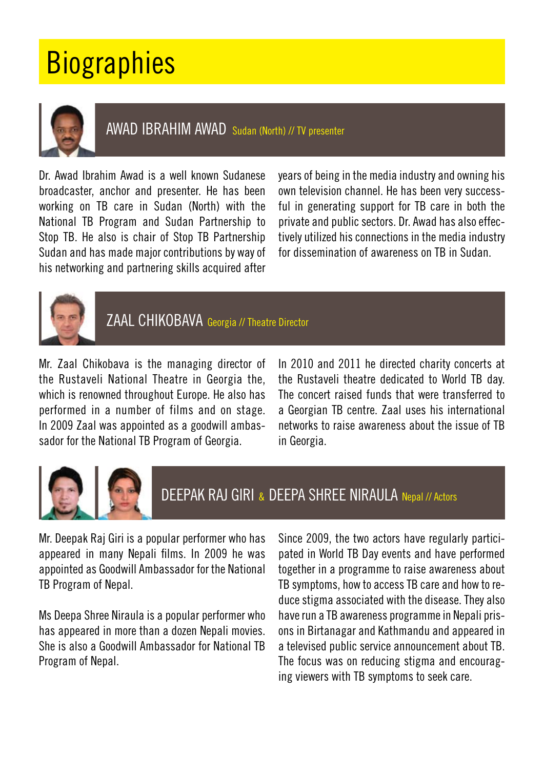# Biographies

## AWAD IBRAHIM AWAD Sudan (North) // TV presenter

Dr. Awad Ibrahim Awad is a well known Sudanese broadcaster, anchor and presenter. He has been working on TB care in Sudan (North) with the National TB Program and Sudan Partnership to Stop TB. He also is chair of Stop TB Partnership Sudan and has made major contributions by way of his networking and partnering skills acquired after years of being in the media industry and owning his own television channel. He has been very successful in generating support for TB care in both the private and public sectors. Dr. Awad has also effectively utilized his connections in the media industry for dissemination of awareness on TB in Sudan.

## ZAAL CHIKOBAVA Georgia // Theatre Director

Mr. Zaal Chikobava is the managing director of the Rustaveli National Theatre in Georgia the, which is renowned throughout Europe. He also has performed in a number of films and on stage. In 2009 Zaal was appointed as a goodwill ambassador for the National TB Program of Georgia.

In 2010 and 2011 he directed charity concerts at the Rustaveli theatre dedicated to World TB day. The concert raised funds that were transferred to a Georgian TB centre. Zaal uses his international networks to raise awareness about the issue of TB in Georgia.

## DEEPAK RAJ GIRI & DEEPA SHREE NIRAULA Nepal // Actors

Mr. Deepak Raj Giri is a popular performer who has appeared in many Nepali films. In 2009 he was appointed as Goodwill Ambassador for the National TB Program of Nepal.

Ms Deepa Shree Niraula is a popular performer who has appeared in more than a dozen Nepali movies. She is also a Goodwill Ambassador for National TB Program of Nepal.

Since 2009, the two actors have regularly participated in World TB Day events and have performed together in a programme to raise awareness about TB symptoms, how to access TB care and how to reduce stigma associated with the disease. They also have run a TB awareness programme in Nepali prisons in Birtanagar and Kathmandu and appeared in a televised public service announcement about TB. The focus was on reducing stigma and encouraging viewers with TB symptoms to seek care.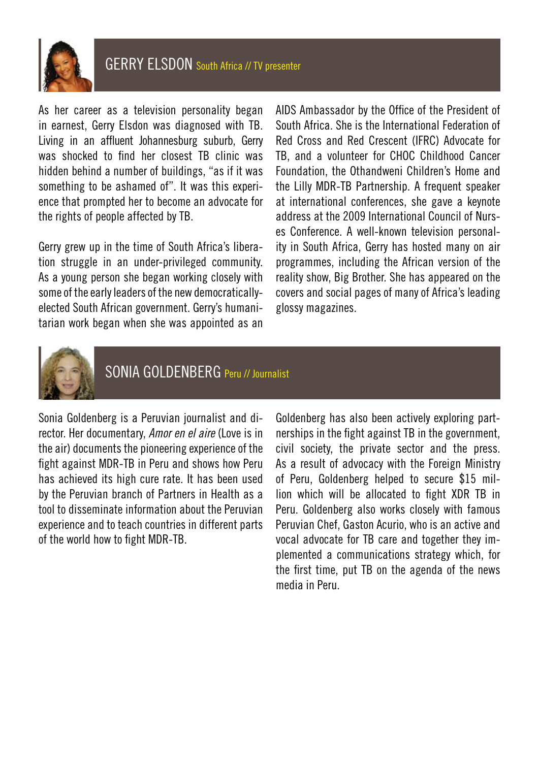## GERRY ELSDON South Africa // TV presenter

As her career as a television personality began in earnest, Gerry Elsdon was diagnosed with TB. Living in an affluent Johannesburg suburb, Gerry was shocked to find her closest TB clinic was hidden behind a number of buildings, "as if it was something to be ashamed of". It was this experience that prompted her to become an advocate for the rights of people affected by TB.

Gerry grew up in the time of South Africa's liberation struggle in an under-privileged community. As a young person she began working closely with some of the early leaders of the new democratically-elected South African government. Gerry's humanitarian work began when she was appointed as an AIDS Ambassador by the Office of the President of South Africa. She is the International Federation of Red Cross and Red Crescent (IFRC) Advocate for TB, and a volunteer for CHOC Childhood Cancer Foundation, the Othandweni Children's Home and the Lilly MDR-TB Partnership. A frequent speaker at international conferences, she gave a keynote address at the 2009 International Council of Nurses Conference. A well-known television personality in South Africa, Gerry has hosted many on air programmes, including the African version of the reality show, Big Brother. She has appeared on the covers and social pages of many of Africa's leading glossy magazines.

## SONIA GOLDENBERG Peru // Journalist

Sonia Goldenberg is a Peruvian journalist and director. Her documentary, *Amor en el aire* (Love is in the air) documents the pioneering experience of the fight against MDR-TB in Peru and shows how Peru has achieved its high cure rate. It has been used by the Peruvian branch of Partners in Health as a tool to disseminate information about the Peruvian experience and to teach countries in different parts of the world how to fight MDR-TB.

Goldenberg has also been actively exploring partnerships in the fight against TB in the government, civil society, the private sector and the press. As a result of advocacy with the Foreign Ministry of Peru, Goldenberg helped to secure $15 million which will be allocated to fight XDR TB in Peru. Goldenberg also works closely with famous Peruvian Chef, Gaston Acurio, who is an active and vocal advocate for TB care and together they implemented a communications strategy which, for the first time, put TB on the agenda of the news media in Peru.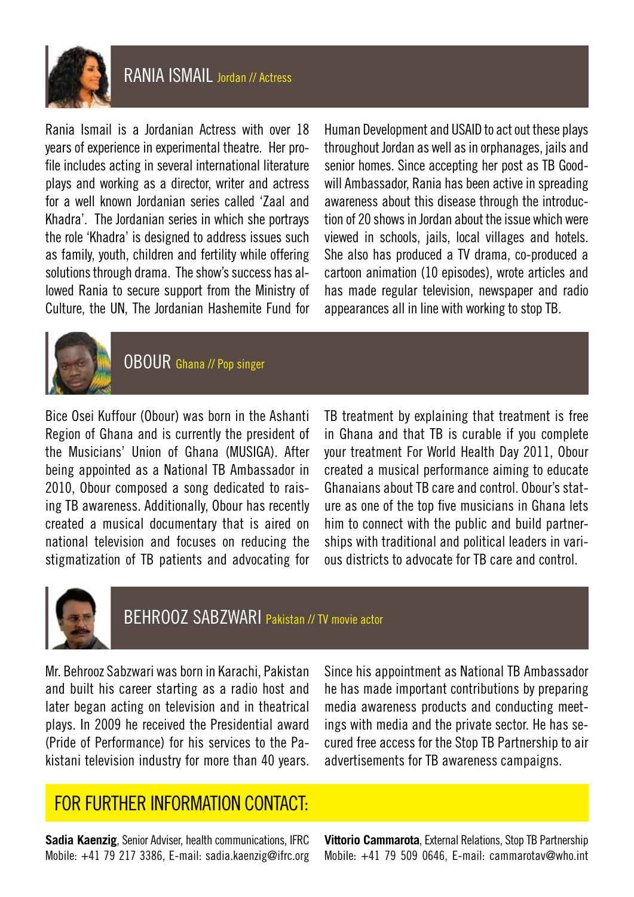## RANIA ISMAIL Jordan // Actress

Rania Ismail is a Jordanian Actress with over 18 years of experience in experimental theatre. Her profile includes acting in several international literature plays and working as a director, writer and actress for a well known Jordanian series called 'Zaal and Khadra'. The Jordanian series in which she portrays the role 'Khadra' is designed to address issues such as family, youth, children and fertility while offering solutions through drama. The show's success has allowed Rania to secure support from the Ministry of Culture, the UN, The Jordanian Hashemite Fund for Human Development and USAID to act out these plays throughout Jordan as well as in orphanages, jails and senior homes. Since accepting her post as TB Goodwill Ambassador, Rania has been active in spreading awareness about this disease through the introduction of 20 shows in Jordan about the issue which were viewed in schools, jails, local villages and hotels. She also has produced a TV drama, co-produced a cartoon animation (10 episodes), wrote articles and has made regular television, newspaper and radio appearances all in line with working to stop TB.

## OBOUR Ghana // Pop singer

Bice Osei Kuffour (Obour) was born in the Ashanti Region of Ghana and is currently the president of the Musicians' Union of Ghana (MUSIGA). After being appointed as a National TB Ambassador in 2010, Obour composed a song dedicated to raising TB awareness. Additionally, Obour has recently created a musical documentary that is aired on national television and focuses on reducing the stigmatization of TB patients and advocating for TB treatment by explaining that treatment is free in Ghana and that TB is curable if you complete your treatment For World Health Day 2011, Obour created a musical performance aiming to educate Ghanaians about TB care and control. Obour's stature as one of the top five musicians in Ghana lets him to connect with the public and build partnerships with traditional and political leaders in various districts to advocate for TB care and control.

## BEHROOZ SABZWARI Pakistan // TV movie actor

Mr. Behrooz Sabzwari was born in Karachi, Pakistan and built his career starting as a radio host and later began acting on television and in theatrical plays. In 2009 he received the Presidential award (Pride of Performance) for his services to the Pakistani television industry for more than 40 years. Since his appointment as National TB Ambassador he has made important contributions by preparing media awareness products and conducting meetings with media and the private sector. He has secured free access for the Stop TB Partnership to air advertisements for TB awareness campaigns.

## FOR FURTHER INFORMATION CONTACT:

**Sadia Kaenzig**, Senior Adviser, health communications, IFRC
Mobile: +41 79 217 3386, E-mail: sadia.kaenzig@ifrc.org

**Vittorio Cammarota**, External Relations, Stop TB Partnership
Mobile: +41 79 509 0646, E-mail: cammarotav@who.int